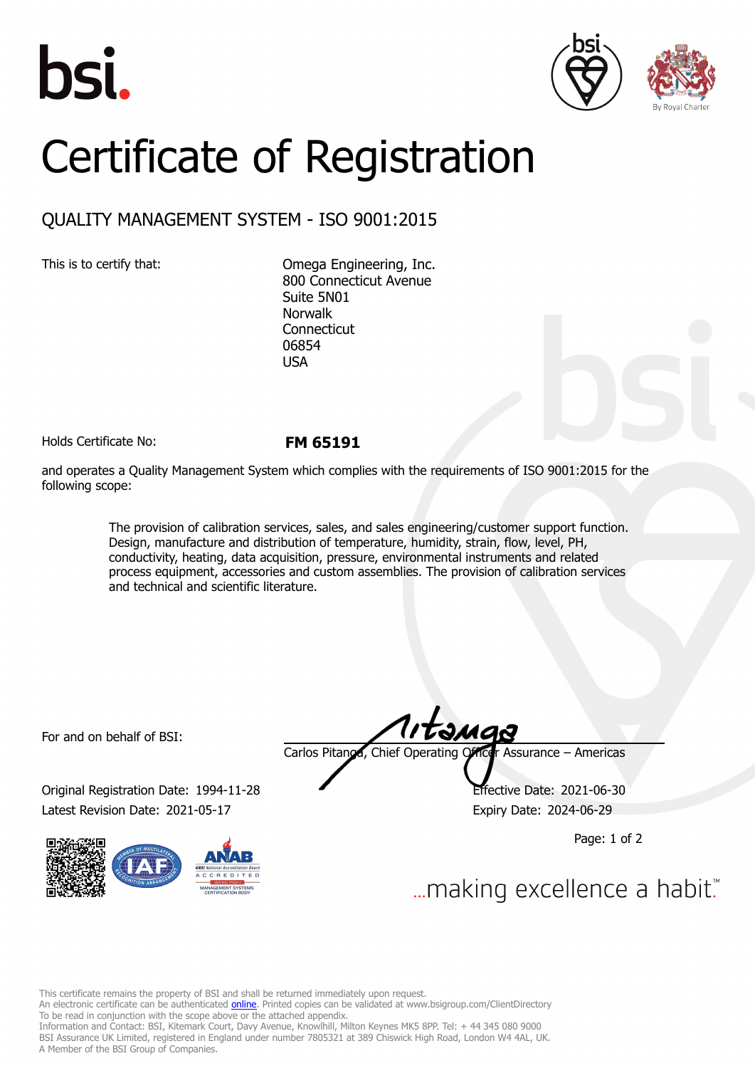bsi.

# Certificate of Registration

## QUALITY MANAGEMENT SYSTEM - ISO 9001:2015

This is to certify that:

Omega Engineering, Inc.
800 Connecticut Avenue
Suite 5N01
Norwalk
Connecticut
06854
USA

Holds Certificate No: **FM 65191**

and operates a Quality Management System which complies with the requirements of ISO 9001:2015 for the following scope:

> The provision of calibration services, sales, and sales engineering/customer support function. Design, manufacture and distribution of temperature, humidity, strain, flow, level, PH, conductivity, heating, data acquisition, pressure, environmental instruments and related process equipment, accessories and custom assemblies. The provision of calibration services and technical and scientific literature.

For and on behalf of BSI:

Carlos Pitanga, Chief Operating Officer Assurance – Americas

Original Registration Date: 1994-11-28
Latest Revision Date: 2021-05-17

Effective Date: 2021-06-30
Expiry Date: 2024-06-29

...making excellence a habit.™

This certificate remains the property of BSI and shall be returned immediately upon request.
An electronic certificate can be authenticated online. Printed copies can be validated at www.bsigroup.com/ClientDirectory
To be read in conjunction with the scope above or the attached appendix.
Information and Contact: BSI, Kitemark Court, Davy Avenue, Knowlhill, Milton Keynes MK5 8PP. Tel: + 44 345 080 9000
BSI Assurance UK Limited, registered in England under number 7805321 at 389 Chiswick High Road, London W4 4AL, UK.
A Member of the BSI Group of Companies.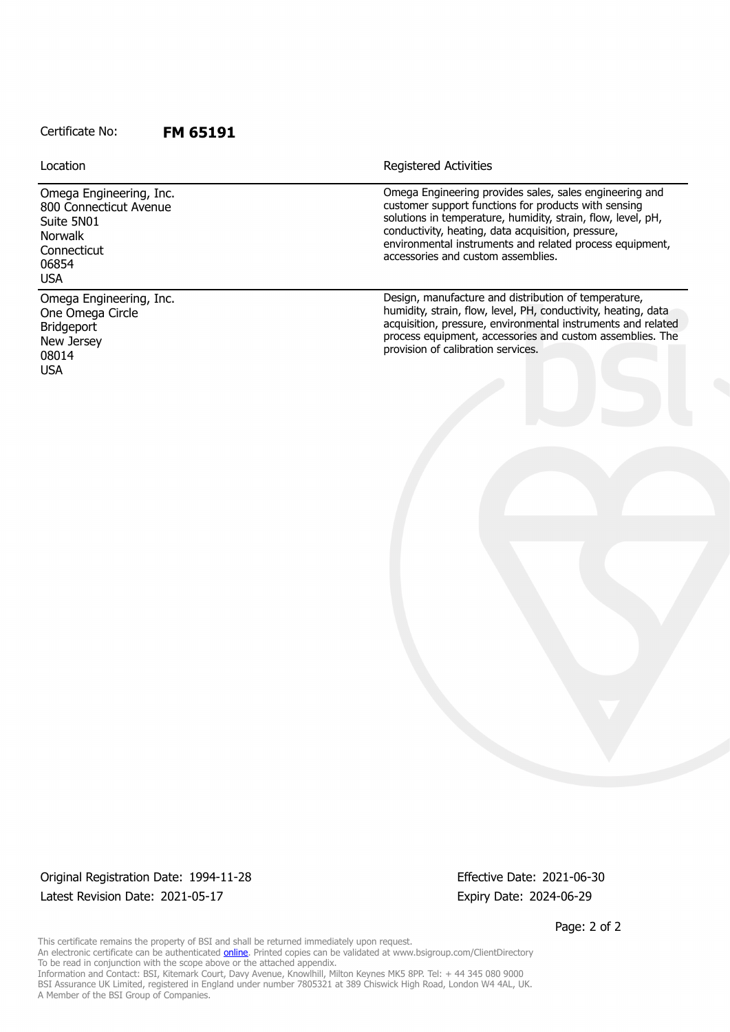Certificate No: **FM 65191**

| Location | Registered Activities |
|---|---|
| Omega Engineering, Inc.<br>800 Connecticut Avenue<br>Suite 5N01<br>Norwalk<br>Connecticut<br>06854<br>USA | Omega Engineering provides sales, sales engineering and customer support functions for products with sensing solutions in temperature, humidity, strain, flow, level, pH, conductivity, heating, data acquisition, pressure, environmental instruments and related process equipment, accessories and custom assemblies. |
| Omega Engineering, Inc.<br>One Omega Circle<br>Bridgeport<br>New Jersey<br>08014<br>USA | Design, manufacture and distribution of temperature, humidity, strain, flow, level, PH, conductivity, heating, data acquisition, pressure, environmental instruments and related process equipment, accessories and custom assemblies. The provision of calibration services. |

Original Registration Date: 1994-11-28

Latest Revision Date: 2021-05-17

Effective Date: 2021-06-30

Expiry Date: 2024-06-29

This certificate remains the property of BSI and shall be returned immediately upon request.
An electronic certificate can be authenticated online. Printed copies can be validated at www.bsigroup.com/ClientDirectory
To be read in conjunction with the scope above or the attached appendix.
Information and Contact: BSI, Kitemark Court, Davy Avenue, Knowlhill, Milton Keynes MK5 8PP. Tel: + 44 345 080 9000
BSI Assurance UK Limited, registered in England under number 7805321 at 389 Chiswick High Road, London W4 4AL, UK.
A Member of the BSI Group of Companies.